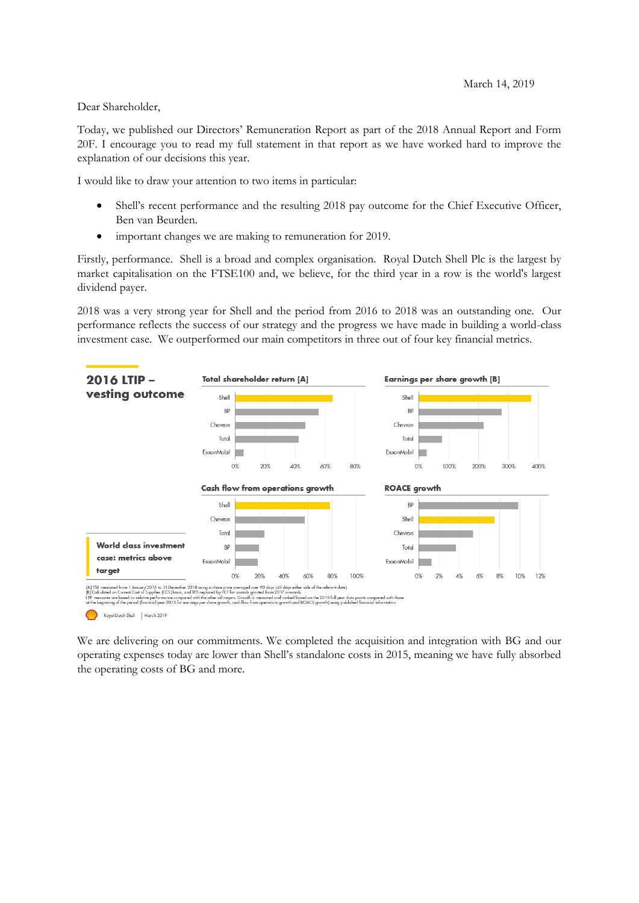March 14, 2019

Dear Shareholder,

Today, we published our Directors' Remuneration Report as part of the 2018 Annual Report and Form 20F. I encourage you to read my full statement in that report as we have worked hard to improve the explanation of our decisions this year.

I would like to draw your attention to two items in particular:

- Shell's recent performance and the resulting 2018 pay outcome for the Chief Executive Officer, Ben van Beurden.
- important changes we are making to remuneration for 2019.

Firstly, performance. Shell is a broad and complex organisation. Royal Dutch Shell Plc is the largest by market capitalisation on the FTSE100 and, we believe, for the third year in a row is the world's largest dividend payer.

2018 was a very strong year for Shell and the period from 2016 to 2018 was an outstanding one. Our performance reflects the success of our strategy and the progress we have made in building a world-class investment case. We outperformed our main competitors in three out of four key financial metrics.

**2016 LTIP – vesting outcome**

Total shareholder return [A] | Earnings per share growth [B] | Cash flow from operations growth | ROACE growth

World class investment case: metrics above target

[A] TSR measured from 1 January 2016 to 31 December 2018 using a share price averaged over 90 days (45 days either side of the relevant date).
[B] Calculated on Current Cost of Supplies (CCS) basis, and EPS replaced by FCF for awards granted from 2017 onwards.
LTIP measures are based on relative performance compared with the other oil majors. Growth is measured and ranked based on the 2018 full year data points compared with those at the beginning of the period (financial year 2015 for earnings per share growth, cash flow from operations growth and ROACE growth) using published financial information.

We are delivering on our commitments. We completed the acquisition and integration with BG and our operating expenses today are lower than Shell's standalone costs in 2015, meaning we have fully absorbed the operating costs of BG and more.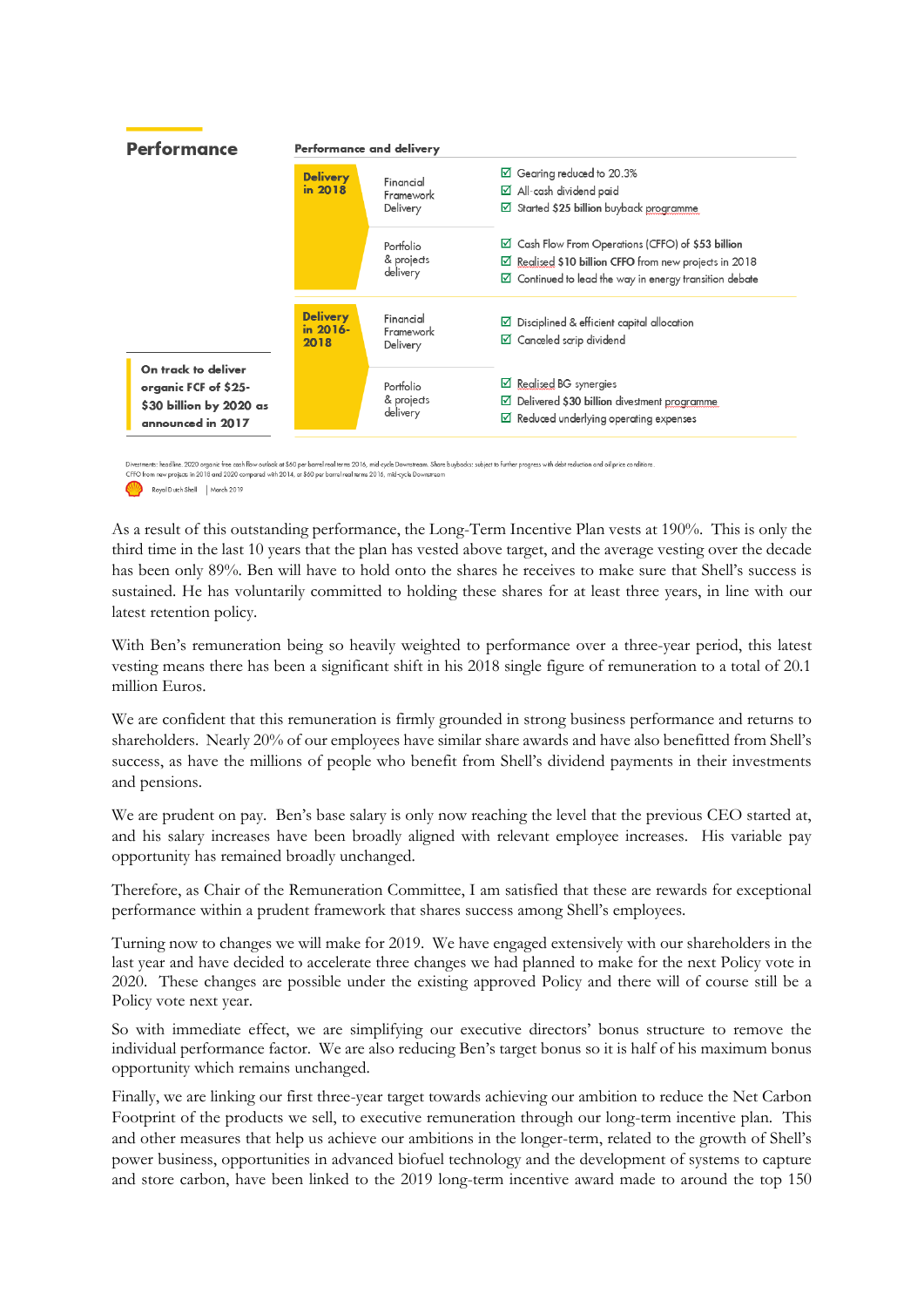## Performance

**Performance and delivery**

| | | |
|---|---|---|
| **Delivery in 2018** | Financial Framework Delivery | ☑ Gearing reduced to 20.3%<br>☑ All-cash dividend paid<br>☑ Started **$25 billion** buyback programme |
| | Portfolio & projects delivery | ☑ Cash Flow From Operations (CFFO) of **$53 billion**<br>☑ Realised **$10 billion CFFO** from new projects in 2018<br>☑ Continued to lead the way in energy transition debate |
| **Delivery in 2016-2018** | Financial Framework Delivery | ☑ Disciplined & efficient capital allocation<br>☑ Canceled scrip dividend |
| | Portfolio & projects delivery | ☑ Realised BG synergies<br>☑ Delivered $30 billion divestment programme<br>☑ Reduced underlying operating expenses |

**On track to deliver organic FCF of $25-$30 billion by 2020 as announced in 2017**

Divestments: headline. 2020 organic free cash flow outlook at $60 per barrel real terms 2016, mid-cycle Downstream. Share buybacks: subject to further progress with debt reduction and oil price conditions.
CFFO from new projects in 2018 and 2020 compared with 2014, at $60 per barrel real terms 2016, mid-cycle Downstream.

Royal Dutch Shell | March 2019

As a result of this outstanding performance, the Long-Term Incentive Plan vests at 190%. This is only the third time in the last 10 years that the plan has vested above target, and the average vesting over the decade has been only 89%. Ben will have to hold onto the shares he receives to make sure that Shell's success is sustained. He has voluntarily committed to holding these shares for at least three years, in line with our latest retention policy.

With Ben's remuneration being so heavily weighted to performance over a three-year period, this latest vesting means there has been a significant shift in his 2018 single figure of remuneration to a total of 20.1 million Euros.

We are confident that this remuneration is firmly grounded in strong business performance and returns to shareholders. Nearly 20% of our employees have similar share awards and have also benefitted from Shell's success, as have the millions of people who benefit from Shell's dividend payments in their investments and pensions.

We are prudent on pay. Ben's base salary is only now reaching the level that the previous CEO started at, and his salary increases have been broadly aligned with relevant employee increases. His variable pay opportunity has remained broadly unchanged.

Therefore, as Chair of the Remuneration Committee, I am satisfied that these are rewards for exceptional performance within a prudent framework that shares success among Shell's employees.

Turning now to changes we will make for 2019. We have engaged extensively with our shareholders in the last year and have decided to accelerate three changes we had planned to make for the next Policy vote in 2020. These changes are possible under the existing approved Policy and there will of course still be a Policy vote next year.

So with immediate effect, we are simplifying our executive directors' bonus structure to remove the individual performance factor. We are also reducing Ben's target bonus so it is half of his maximum bonus opportunity which remains unchanged.

Finally, we are linking our first three-year target towards achieving our ambition to reduce the Net Carbon Footprint of the products we sell, to executive remuneration through our long-term incentive plan. This and other measures that help us achieve our ambitions in the longer-term, related to the growth of Shell's power business, opportunities in advanced biofuel technology and the development of systems to capture and store carbon, have been linked to the 2019 long-term incentive award made to around the top 150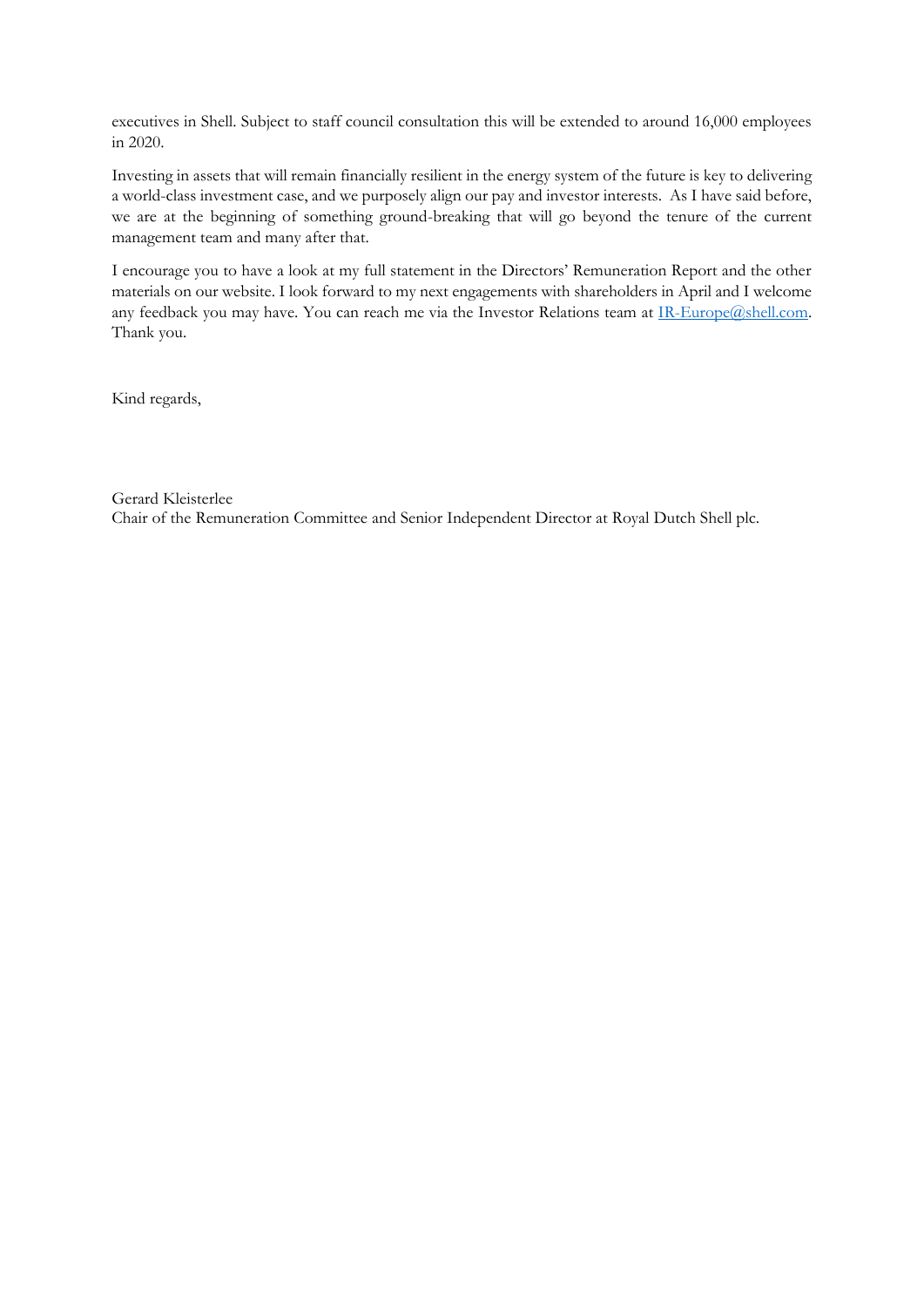executives in Shell. Subject to staff council consultation this will be extended to around 16,000 employees in 2020.

Investing in assets that will remain financially resilient in the energy system of the future is key to delivering a world-class investment case, and we purposely align our pay and investor interests. As I have said before, we are at the beginning of something ground-breaking that will go beyond the tenure of the current management team and many after that.

I encourage you to have a look at my full statement in the Directors' Remuneration Report and the other materials on our website. I look forward to my next engagements with shareholders in April and I welcome any feedback you may have. You can reach me via the Investor Relations team at [IR-Europe@shell.com](mailto:IR-Europe@shell.com). Thank you.

Kind regards,

Gerard Kleisterlee
Chair of the Remuneration Committee and Senior Independent Director at Royal Dutch Shell plc.